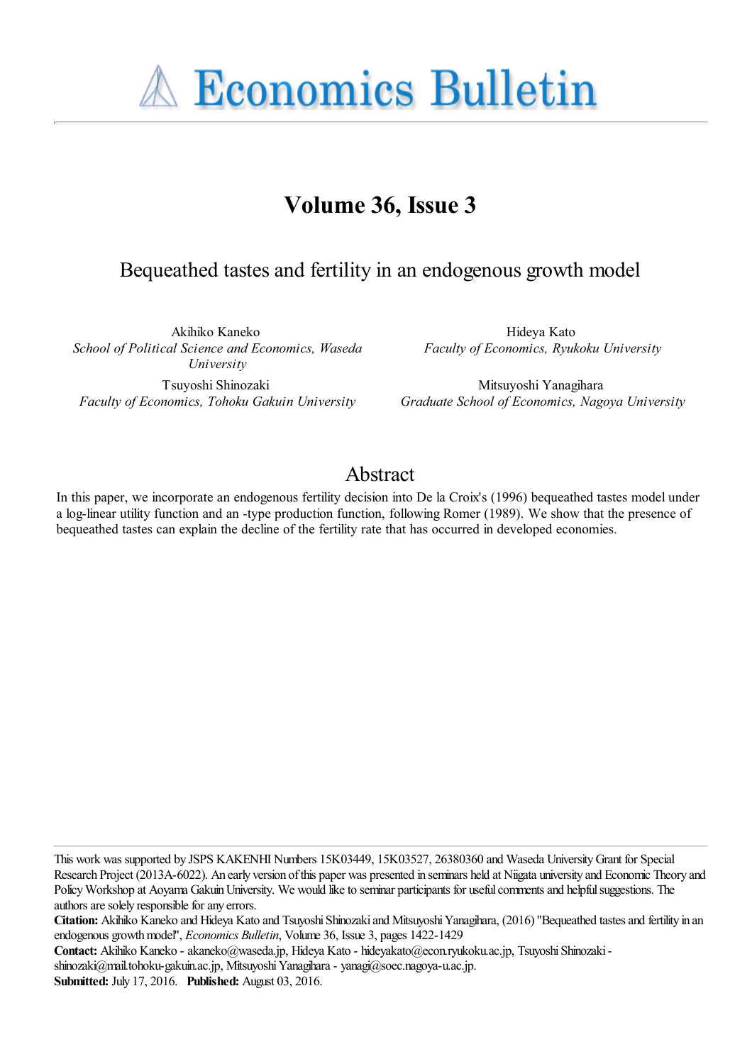# Economics Bulletin

## Volume 36, Issue 3

### Bequeathed tastes and fertility in an endogenous growth model

Akihiko Kaneko
*School of Political Science and Economics, Waseda University*

Hideya Kato
*Faculty of Economics, Ryukoku University*

Tsuyoshi Shinozaki
*Faculty of Economics, Tohoku Gakuin University*

Mitsuyoshi Yanagihara
*Graduate School of Economics, Nagoya University*

## Abstract

In this paper, we incorporate an endogenous fertility decision into De la Croix's (1996) bequeathed tastes model under a log-linear utility function and an -type production function, following Romer (1989). We show that the presence of bequeathed tastes can explain the decline of the fertility rate that has occurred in developed economies.

This work was supported by JSPS KAKENHI Numbers 15K03449, 15K03527, 26380360 and Waseda University Grant for Special Research Project (2013A-6022). An early version of this paper was presented in seminars held at Niigata university and Economic Theory and Policy Workshop at Aoyama Gakuin University. We would like to seminar participants for useful comments and helpful suggestions. The authors are solely responsible for any errors.

**Citation:** Akihiko Kaneko and Hideya Kato and Tsuyoshi Shinozaki and Mitsuyoshi Yanagihara, (2016) ''Bequeathed tastes and fertility in an endogenous growth model'', *Economics Bulletin*, Volume 36, Issue 3, pages 1422-1429

**Contact:** Akihiko Kaneko - akaneko@waseda.jp, Hideya Kato - hideyakato@econ.ryukoku.ac.jp, Tsuyoshi Shinozaki - shinozaki@mail.tohoku-gakuin.ac.jp, Mitsuyoshi Yanagihara - yanagi@soec.nagoya-u.ac.jp.

**Submitted:** July 17, 2016. **Published:** August 03, 2016.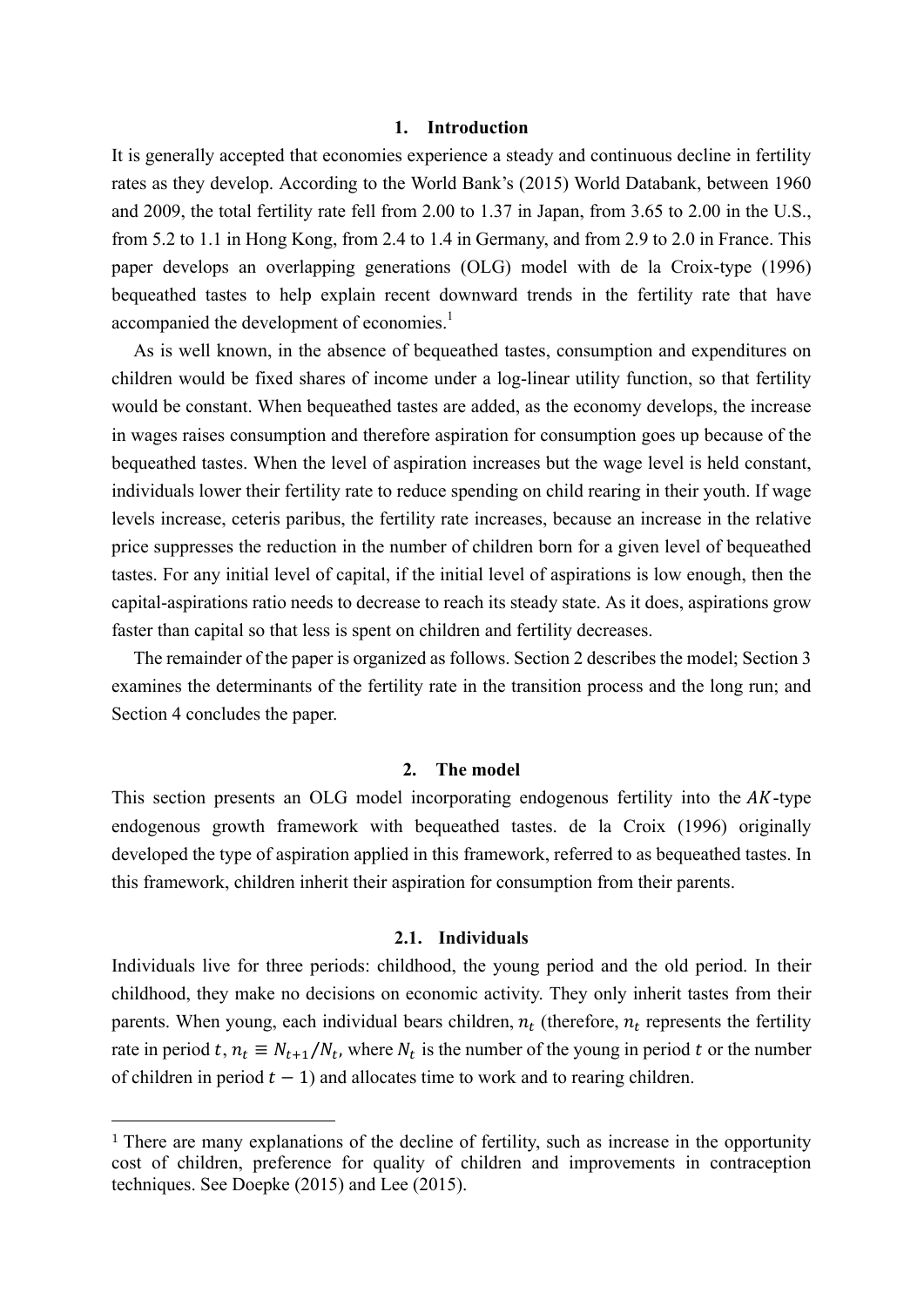## 1. Introduction

It is generally accepted that economies experience a steady and continuous decline in fertility rates as they develop. According to the World Bank's (2015) World Databank, between 1960 and 2009, the total fertility rate fell from 2.00 to 1.37 in Japan, from 3.65 to 2.00 in the U.S., from 5.2 to 1.1 in Hong Kong, from 2.4 to 1.4 in Germany, and from 2.9 to 2.0 in France. This paper develops an overlapping generations (OLG) model with de la Croix-type (1996) bequeathed tastes to help explain recent downward trends in the fertility rate that have accompanied the development of economies.[1]

As is well known, in the absence of bequeathed tastes, consumption and expenditures on children would be fixed shares of income under a log-linear utility function, so that fertility would be constant. When bequeathed tastes are added, as the economy develops, the increase in wages raises consumption and therefore aspiration for consumption goes up because of the bequeathed tastes. When the level of aspiration increases but the wage level is held constant, individuals lower their fertility rate to reduce spending on child rearing in their youth. If wage levels increase, ceteris paribus, the fertility rate increases, because an increase in the relative price suppresses the reduction in the number of children born for a given level of bequeathed tastes. For any initial level of capital, if the initial level of aspirations is low enough, then the capital-aspirations ratio needs to decrease to reach its steady state. As it does, aspirations grow faster than capital so that less is spent on children and fertility decreases.

The remainder of the paper is organized as follows. Section 2 describes the model; Section 3 examines the determinants of the fertility rate in the transition process and the long run; and Section 4 concludes the paper.

## 2. The model

This section presents an OLG model incorporating endogenous fertility into the $AK$-type endogenous growth framework with bequeathed tastes. de la Croix (1996) originally developed the type of aspiration applied in this framework, referred to as bequeathed tastes. In this framework, children inherit their aspiration for consumption from their parents.

### 2.1. Individuals

Individuals live for three periods: childhood, the young period and the old period. In their childhood, they make no decisions on economic activity. They only inherit tastes from their parents. When young, each individual bears children, $n_t$ (therefore, $n_t$ represents the fertility rate in period $t$, $n_t \equiv N_{t+1}/N_t$, where $N_t$ is the number of the young in period $t$ or the number of children in period $t-1$) and allocates time to work and to rearing children.

[1] There are many explanations of the decline of fertility, such as increase in the opportunity cost of children, preference for quality of children and improvements in contraception techniques. See Doepke (2015) and Lee (2015).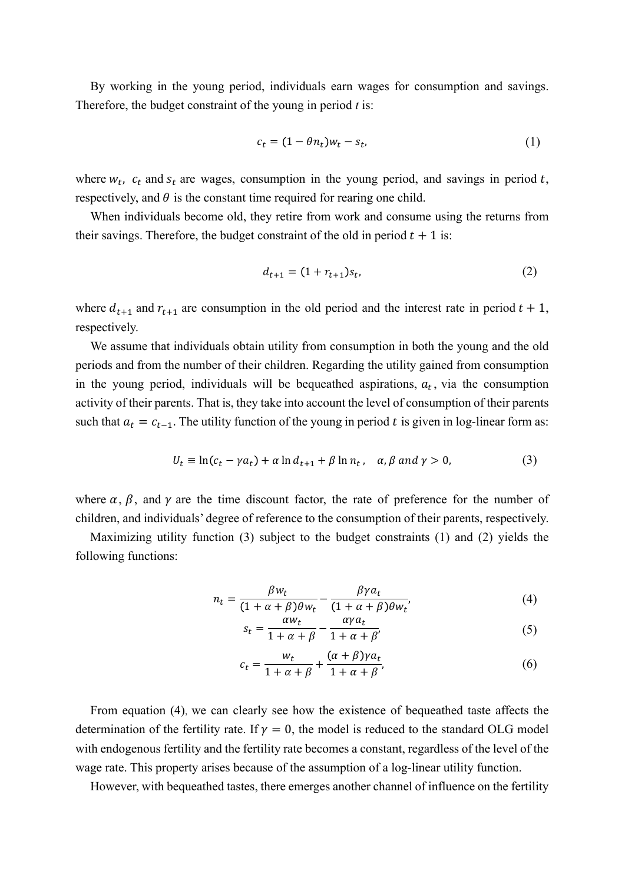By working in the young period, individuals earn wages for consumption and savings. Therefore, the budget constraint of the young in period $t$ is:

$$c_t = (1 - \theta n_t) w_t - s_t, \tag{1}$$

where $w_t$, $c_t$ and $s_t$ are wages, consumption in the young period, and savings in period $t$, respectively, and $\theta$ is the constant time required for rearing one child.

When individuals become old, they retire from work and consume using the returns from their savings. Therefore, the budget constraint of the old in period $t + 1$ is:

$$d_{t+1} = (1 + r_{t+1}) s_t, \tag{2}$$

where $d_{t+1}$ and $r_{t+1}$ are consumption in the old period and the interest rate in period $t + 1$, respectively.

We assume that individuals obtain utility from consumption in both the young and the old periods and from the number of their children. Regarding the utility gained from consumption in the young period, individuals will be bequeathed aspirations, $a_t$, via the consumption activity of their parents. That is, they take into account the level of consumption of their parents such that $a_t = c_{t-1}$. The utility function of the young in period $t$ is given in log-linear form as:

$$U_t \equiv \ln(c_t - \gamma a_t) + \alpha \ln d_{t+1} + \beta \ln n_t, \quad \alpha, \beta \; and \; \gamma > 0, \tag{3}$$

where $\alpha$, $\beta$, and $\gamma$ are the time discount factor, the rate of preference for the number of children, and individuals' degree of reference to the consumption of their parents, respectively.

Maximizing utility function (3) subject to the budget constraints (1) and (2) yields the following functions:

$$n_t = \frac{\beta w_t}{(1 + \alpha + \beta)\theta w_t} - \frac{\beta \gamma a_t}{(1 + \alpha + \beta)\theta w_t}, \tag{4}$$

$$s_t = \frac{\alpha w_t}{1 + \alpha + \beta} - \frac{\alpha \gamma a_t}{1 + \alpha + \beta}, \tag{5}$$

$$c_t = \frac{w_t}{1 + \alpha + \beta} + \frac{(\alpha + \beta)\gamma a_t}{1 + \alpha + \beta}, \tag{6}$$

From equation (4), we can clearly see how the existence of bequeathed taste affects the determination of the fertility rate. If $\gamma = 0$, the model is reduced to the standard OLG model with endogenous fertility and the fertility rate becomes a constant, regardless of the level of the wage rate. This property arises because of the assumption of a log-linear utility function.

However, with bequeathed tastes, there emerges another channel of influence on the fertility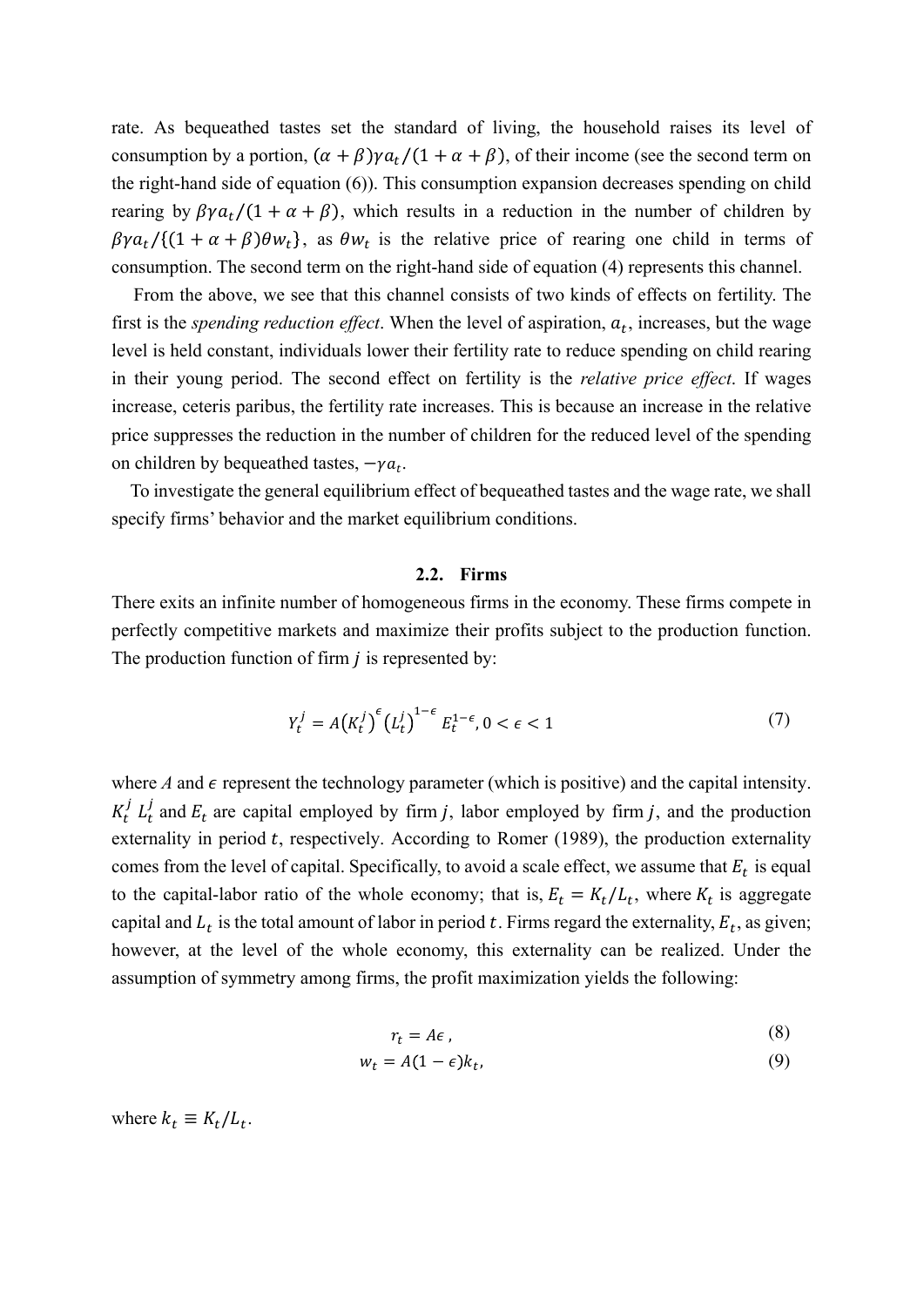rate. As bequeathed tastes set the standard of living, the household raises its level of consumption by a portion, $(\alpha + \beta)\gamma a_t/(1 + \alpha + \beta)$, of their income (see the second term on the right-hand side of equation (6)). This consumption expansion decreases spending on child rearing by $\beta\gamma a_t/(1 + \alpha + \beta)$, which results in a reduction in the number of children by $\beta\gamma a_t/\{(1 + \alpha + \beta)\theta w_t\}$, as $\theta w_t$ is the relative price of rearing one child in terms of consumption. The second term on the right-hand side of equation (4) represents this channel.

From the above, we see that this channel consists of two kinds of effects on fertility. The first is the *spending reduction effect*. When the level of aspiration, $a_t$, increases, but the wage level is held constant, individuals lower their fertility rate to reduce spending on child rearing in their young period. The second effect on fertility is the *relative price effect*. If wages increase, ceteris paribus, the fertility rate increases. This is because an increase in the relative price suppresses the reduction in the number of children for the reduced level of the spending on children by bequeathed tastes, $-\gamma a_t$.

To investigate the general equilibrium effect of bequeathed tastes and the wage rate, we shall specify firms' behavior and the market equilibrium conditions.

### 2.2. Firms

There exits an infinite number of homogeneous firms in the economy. These firms compete in perfectly competitive markets and maximize their profits subject to the production function. The production function of firm $j$ is represented by:

$$Y_t^j = A\left(K_t^j\right)^{\epsilon}\left(L_t^j\right)^{1-\epsilon} E_t^{1-\epsilon}, 0 < \epsilon < 1 \tag{7}$$

where $A$ and $\epsilon$ represent the technology parameter (which is positive) and the capital intensity. $K_t^j$ $L_t^j$ and $E_t$ are capital employed by firm $j$, labor employed by firm $j$, and the production externality in period $t$, respectively. According to Romer (1989), the production externality comes from the level of capital. Specifically, to avoid a scale effect, we assume that $E_t$ is equal to the capital-labor ratio of the whole economy; that is, $E_t = K_t/L_t$, where $K_t$ is aggregate capital and $L_t$ is the total amount of labor in period $t$. Firms regard the externality, $E_t$, as given; however, at the level of the whole economy, this externality can be realized. Under the assumption of symmetry among firms, the profit maximization yields the following:

$$r_t = A\epsilon\,, \tag{8}$$

$$w_t = A(1-\epsilon)k_t, \tag{9}$$

where $k_t \equiv K_t/L_t$.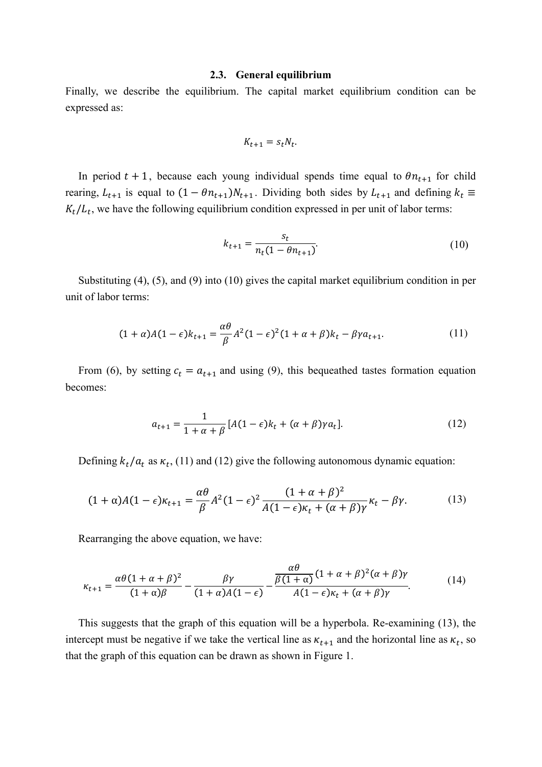### 2.3. General equilibrium

Finally, we describe the equilibrium. The capital market equilibrium condition can be expressed as:

$$K_{t+1} = s_t N_t.$$

In period $t+1$, because each young individual spends time equal to $\theta n_{t+1}$ for child rearing, $L_{t+1}$ is equal to $(1-\theta n_{t+1})N_{t+1}$. Dividing both sides by $L_{t+1}$ and defining $k_t \equiv K_t/L_t$, we have the following equilibrium condition expressed in per unit of labor terms:

$$k_{t+1} = \frac{s_t}{n_t(1-\theta n_{t+1})}. \tag{10}$$

Substituting (4), (5), and (9) into (10) gives the capital market equilibrium condition in per unit of labor terms:

$$(1+\alpha)A(1-\epsilon)k_{t+1} = \frac{\alpha\theta}{\beta}A^2(1-\epsilon)^2(1+\alpha+\beta)k_t - \beta\gamma a_{t+1}. \tag{11}$$

From (6), by setting $c_t = a_{t+1}$ and using (9), this bequeathed tastes formation equation becomes:

$$a_{t+1} = \frac{1}{1+\alpha+\beta}[A(1-\epsilon)k_t + (\alpha+\beta)\gamma a_t]. \tag{12}$$

Defining $k_t/a_t$ as $\kappa_t$, (11) and (12) give the following autonomous dynamic equation:

$$(1+\alpha)A(1-\epsilon)\kappa_{t+1} = \frac{\alpha\theta}{\beta}A^2(1-\epsilon)^2\frac{(1+\alpha+\beta)^2}{A(1-\epsilon)\kappa_t + (\alpha+\beta)\gamma}\kappa_t - \beta\gamma. \tag{13}$$

Rearranging the above equation, we have:

$$\kappa_{t+1} = \frac{\alpha\theta(1+\alpha+\beta)^2}{(1+\alpha)\beta} - \frac{\beta\gamma}{(1+\alpha)A(1-\epsilon)} - \frac{\frac{\alpha\theta}{\beta(1+\alpha)}(1+\alpha+\beta)^2(\alpha+\beta)\gamma}{A(1-\epsilon)\kappa_t + (\alpha+\beta)\gamma}. \tag{14}$$

This suggests that the graph of this equation will be a hyperbola. Re-examining (13), the intercept must be negative if we take the vertical line as $\kappa_{t+1}$ and the horizontal line as $\kappa_t$, so that the graph of this equation can be drawn as shown in Figure 1.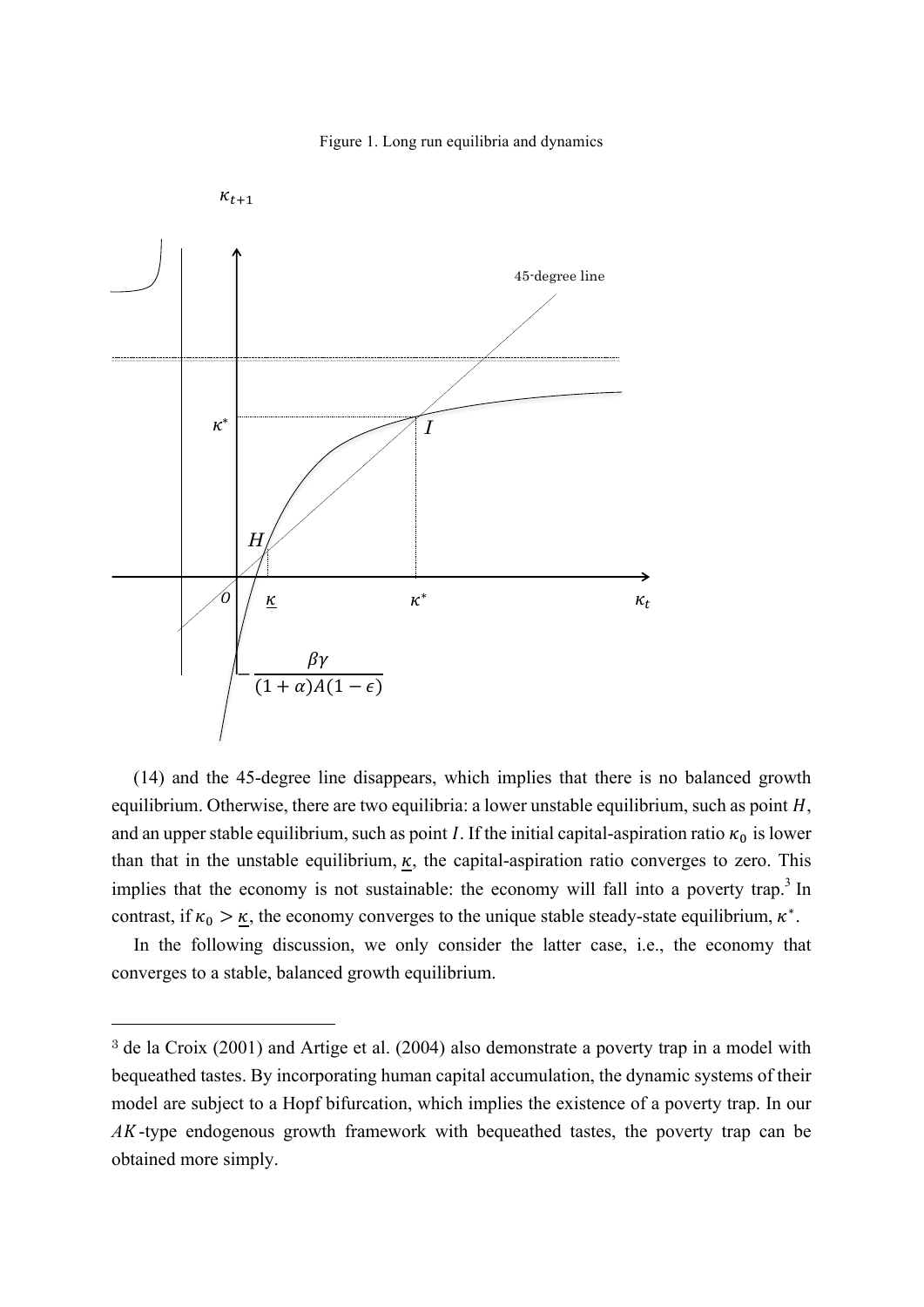Figure 1. Long run equilibria and dynamics

(14) and the 45-degree line disappears, which implies that there is no balanced growth equilibrium. Otherwise, there are two equilibria: a lower unstable equilibrium, such as point $H$, and an upper stable equilibrium, such as point $I$. If the initial capital-aspiration ratio $\kappa_0$ is lower than that in the unstable equilibrium, $\underline{\kappa}$, the capital-aspiration ratio converges to zero. This implies that the economy is not sustainable: the economy will fall into a poverty trap.[3] In contrast, if $\kappa_0 > \underline{\kappa}$, the economy converges to the unique stable steady-state equilibrium, $\kappa^*$.

In the following discussion, we only consider the latter case, i.e., the economy that converges to a stable, balanced growth equilibrium.

[3] de la Croix (2001) and Artige et al. (2004) also demonstrate a poverty trap in a model with bequeathed tastes. By incorporating human capital accumulation, the dynamic systems of their model are subject to a Hopf bifurcation, which implies the existence of a poverty trap. In our $AK$-type endogenous growth framework with bequeathed tastes, the poverty trap can be obtained more simply.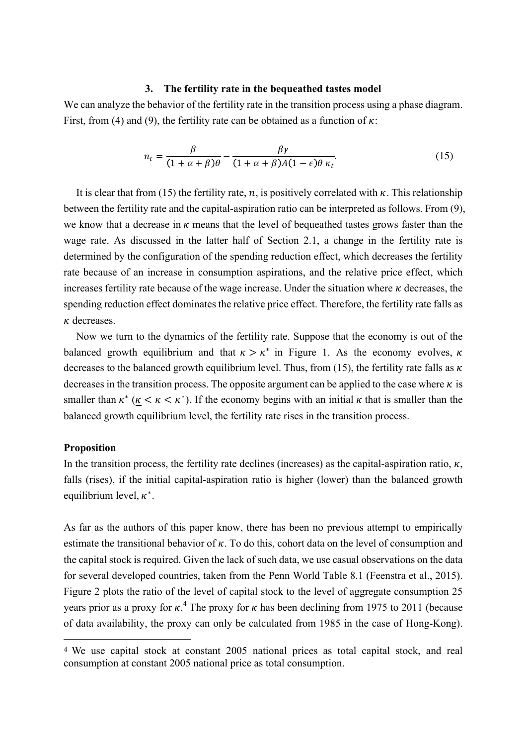## 3. The fertility rate in the bequeathed tastes model

We can analyze the behavior of the fertility rate in the transition process using a phase diagram. First, from (4) and (9), the fertility rate can be obtained as a function of $\kappa$:

$$n_t = \frac{\beta}{(1+\alpha+\beta)\theta} - \frac{\beta\gamma}{(1+\alpha+\beta)A(1-\epsilon)\theta\,\kappa_t}. \tag{15}$$

It is clear that from (15) the fertility rate, $n$, is positively correlated with $\kappa$. This relationship between the fertility rate and the capital-aspiration ratio can be interpreted as follows. From (9), we know that a decrease in $\kappa$ means that the level of bequeathed tastes grows faster than the wage rate. As discussed in the latter half of Section 2.1, a change in the fertility rate is determined by the configuration of the spending reduction effect, which decreases the fertility rate because of an increase in consumption aspirations, and the relative price effect, which increases fertility rate because of the wage increase. Under the situation where $\kappa$ decreases, the spending reduction effect dominates the relative price effect. Therefore, the fertility rate falls as $\kappa$ decreases.

Now we turn to the dynamics of the fertility rate. Suppose that the economy is out of the balanced growth equilibrium and that $\kappa > \kappa^*$ in Figure 1. As the economy evolves, $\kappa$ decreases to the balanced growth equilibrium level. Thus, from (15), the fertility rate falls as $\kappa$ decreases in the transition process. The opposite argument can be applied to the case where $\kappa$ is smaller than $\kappa^*$ ($\underline{\kappa} < \kappa < \kappa^*$). If the economy begins with an initial $\kappa$ that is smaller than the balanced growth equilibrium level, the fertility rate rises in the transition process.

**Proposition**

In the transition process, the fertility rate declines (increases) as the capital-aspiration ratio, $\kappa$, falls (rises), if the initial capital-aspiration ratio is higher (lower) than the balanced growth equilibrium level, $\kappa^*$.

As far as the authors of this paper know, there has been no previous attempt to empirically estimate the transitional behavior of $\kappa$. To do this, cohort data on the level of consumption and the capital stock is required. Given the lack of such data, we use casual observations on the data for several developed countries, taken from the Penn World Table 8.1 (Feenstra et al., 2015). Figure 2 plots the ratio of the level of capital stock to the level of aggregate consumption 25 years prior as a proxy for $\kappa$.[4] The proxy for $\kappa$ has been declining from 1975 to 2011 (because of data availability, the proxy can only be calculated from 1985 in the case of Hong-Kong).

[4] We use capital stock at constant 2005 national prices as total capital stock, and real consumption at constant 2005 national price as total consumption.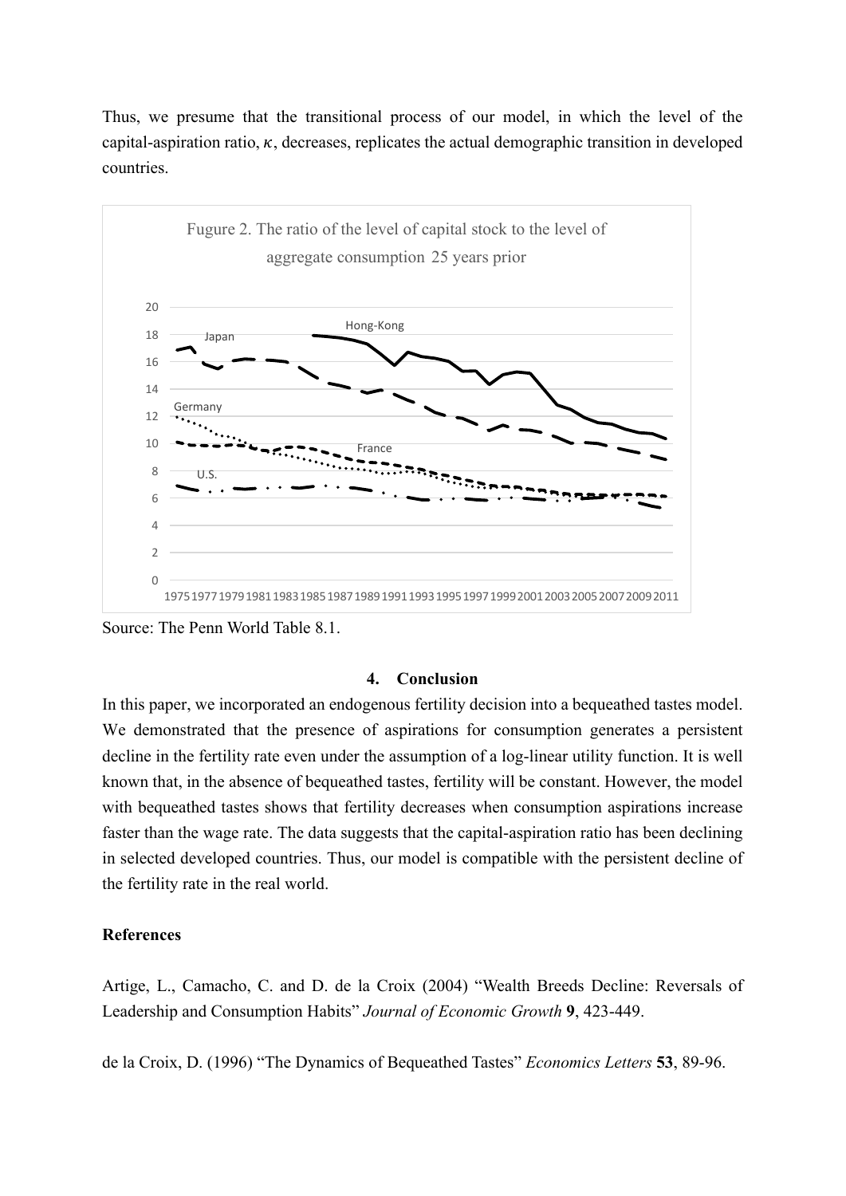Thus, we presume that the transitional process of our model, in which the level of the capital-aspiration ratio, $\kappa$, decreases, replicates the actual demographic transition in developed countries.

Fugure 2. The ratio of the level of capital stock to the level of aggregate consumption 25 years prior

Source: The Penn World Table 8.1.

## 4. Conclusion

In this paper, we incorporated an endogenous fertility decision into a bequeathed tastes model. We demonstrated that the presence of aspirations for consumption generates a persistent decline in the fertility rate even under the assumption of a log-linear utility function. It is well known that, in the absence of bequeathed tastes, fertility will be constant. However, the model with bequeathed tastes shows that fertility decreases when consumption aspirations increase faster than the wage rate. The data suggests that the capital-aspiration ratio has been declining in selected developed countries. Thus, our model is compatible with the persistent decline of the fertility rate in the real world.

### References

Artige, L., Camacho, C. and D. de la Croix (2004) "Wealth Breeds Decline: Reversals of Leadership and Consumption Habits" *Journal of Economic Growth* **9**, 423-449.

de la Croix, D. (1996) "The Dynamics of Bequeathed Tastes" *Economics Letters* **53**, 89-96.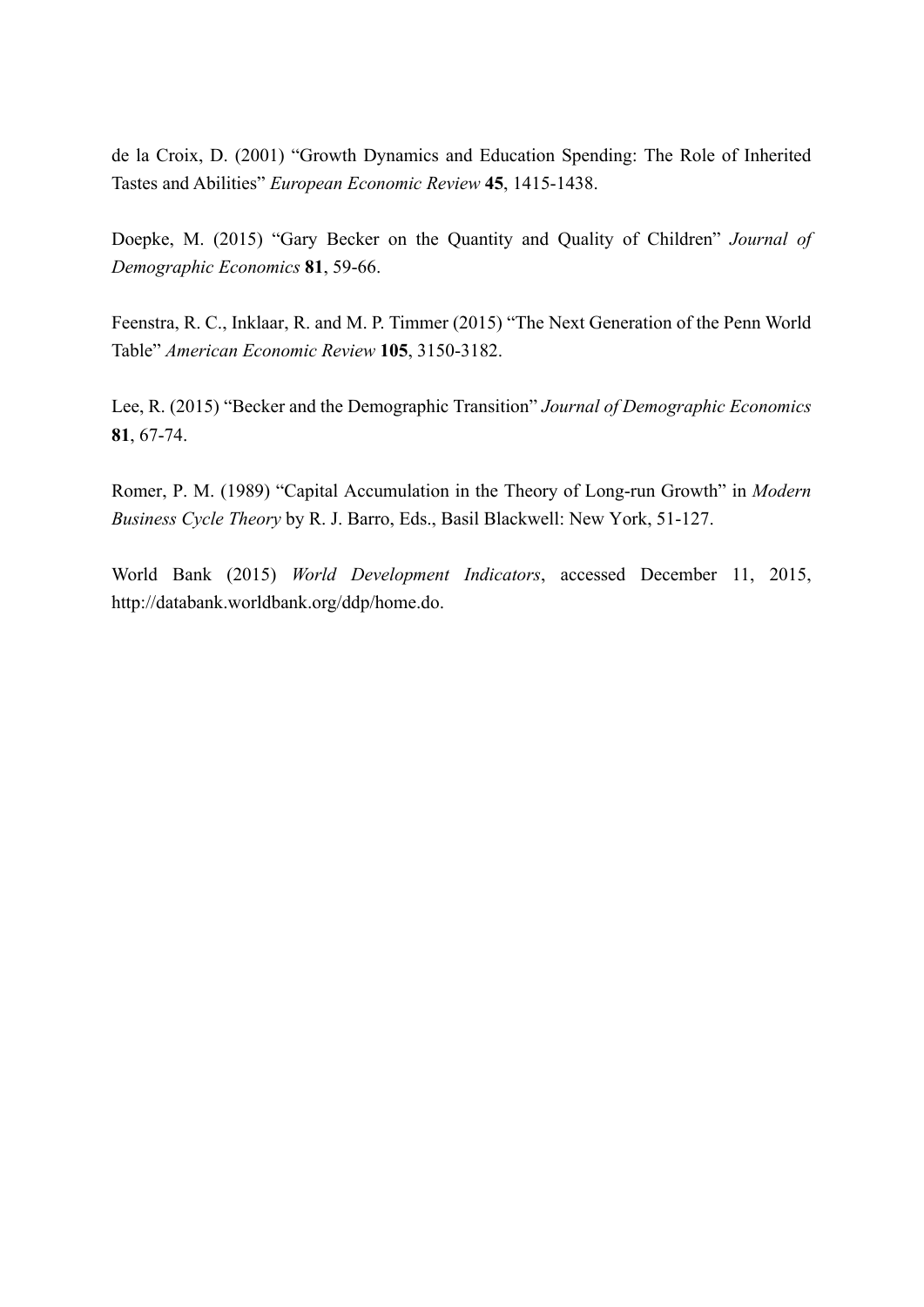de la Croix, D. (2001) “Growth Dynamics and Education Spending: The Role of Inherited Tastes and Abilities” *European Economic Review* **45**, 1415-1438.

Doepke, M. (2015) “Gary Becker on the Quantity and Quality of Children” *Journal of Demographic Economics* **81**, 59-66.

Feenstra, R. C., Inklaar, R. and M. P. Timmer (2015) “The Next Generation of the Penn World Table” *American Economic Review* **105**, 3150-3182.

Lee, R. (2015) “Becker and the Demographic Transition” *Journal of Demographic Economics* **81**, 67-74.

Romer, P. M. (1989) “Capital Accumulation in the Theory of Long-run Growth” in *Modern Business Cycle Theory* by R. J. Barro, Eds., Basil Blackwell: New York, 51-127.

World Bank (2015) *World Development Indicators*, accessed December 11, 2015, http://databank.worldbank.org/ddp/home.do.